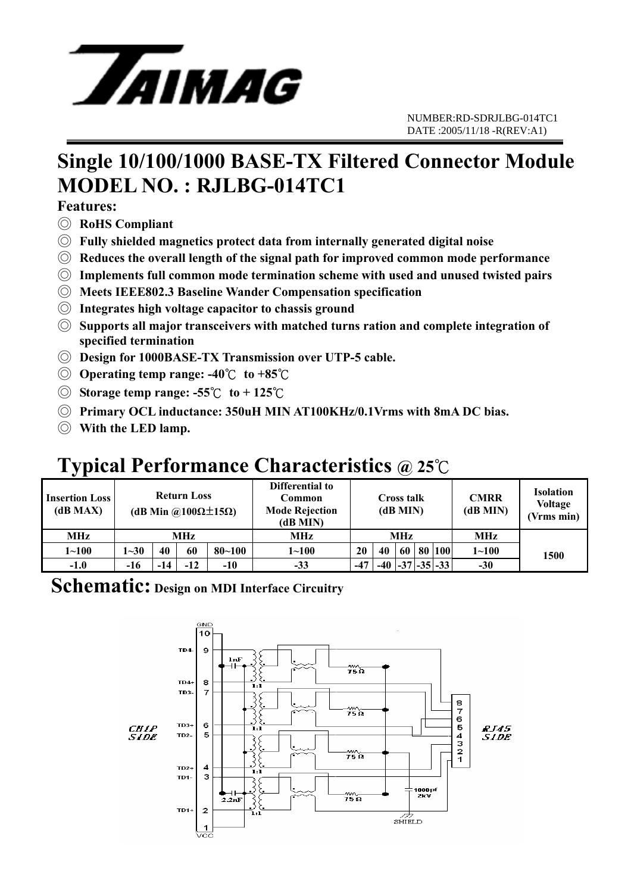NUMBER:RD-SDRJLBG-014TC1
DATE :2005/11/18 -R(REV:A1)

# Single 10/100/1000 BASE-TX Filtered Connector Module
# MODEL NO. : RJLBG-014TC1

**Features:**

- ◎ **RoHS Compliant**
- ◎ **Fully shielded magnetics protect data from internally generated digital noise**
- ◎ **Reduces the overall length of the signal path for improved common mode performance**
- ◎ **Implements full common mode termination scheme with used and unused twisted pairs**
- ◎ **Meets IEEE802.3 Baseline Wander Compensation specification**
- ◎ **Integrates high voltage capacitor to chassis ground**
- ◎ **Supports all major transceivers with matched turns ration and complete integration of specified termination**
- ◎ **Design for 1000BASE-TX Transmission over UTP-5 cable.**
- ◎ **Operating temp range: -40℃ to +85℃**
- ◎ **Storage temp range: -55℃ to + 125℃**
- ◎ **Primary OCL inductance: 350uH MIN AT100KHz/0.1Vrms with 8mA DC bias.**
- ◎ **With the LED lamp.**

## Typical Performance Characteristics @ 25℃

| Insertion Loss (dB MAX) | Return Loss (dB Min @100Ω±15Ω) | | | | Differential to Common Mode Rejection (dB MIN) | Cross talk (dB MIN) | | | | | CMRR (dB MIN) | Isolation Voltage (Vrms min) |
|---|---|---|---|---|---|---|---|---|---|---|---|---|
| MHz | MHz | | | | MHz | MHz | | | | | MHz | 1500 |
| 1~100 | 1~30 | 40 | 60 | 80~100 | 1~100 | 20 | 40 | 60 | 80 | 100 | 1~100 | |
| -1.0 | -16 | -14 | -12 | -10 | -33 | -47 | -40 | -37 | -35 | -33 | -30 | |

## Schematic: Design on MDI Interface Circuitry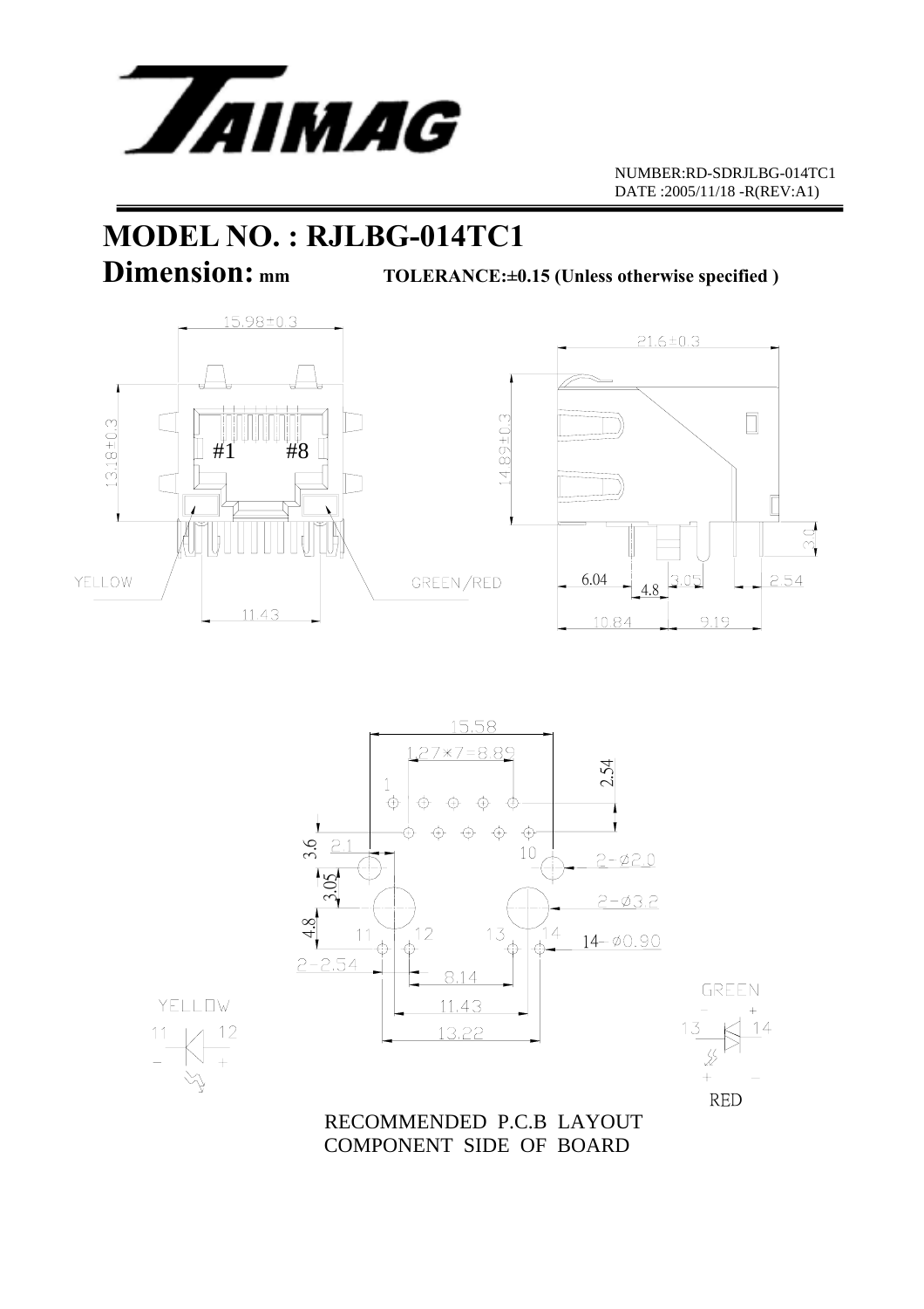NUMBER:RD-SDRJLBG-014TC1
DATE :2005/11/18 -R(REV:A1)

# MODEL NO. : RJLBG-014TC1

## Dimension: mm

**TOLERANCE:±0.15 (Unless otherwise specified )**

15.98±0.3

13.18±0.3

#1 #8

YELLOW

GREEN/RED

11.43

21.6±0.3

14.89±0.3

3.0

6.04 4.8 3.05 2.54

10.84 9.19

15.58

1.27×7=8.89

2.54

1

3.6 2.1

10

2-ø2.0

3.05

2-ø3.2

4.8

11 12 13 14

14- ø0.90

2-2.54

8.14

11.43

13.22

YELLOW

11 12

GREEN

13 14

RED

RECOMMENDED P.C.B LAYOUT
COMPONENT SIDE OF BOARD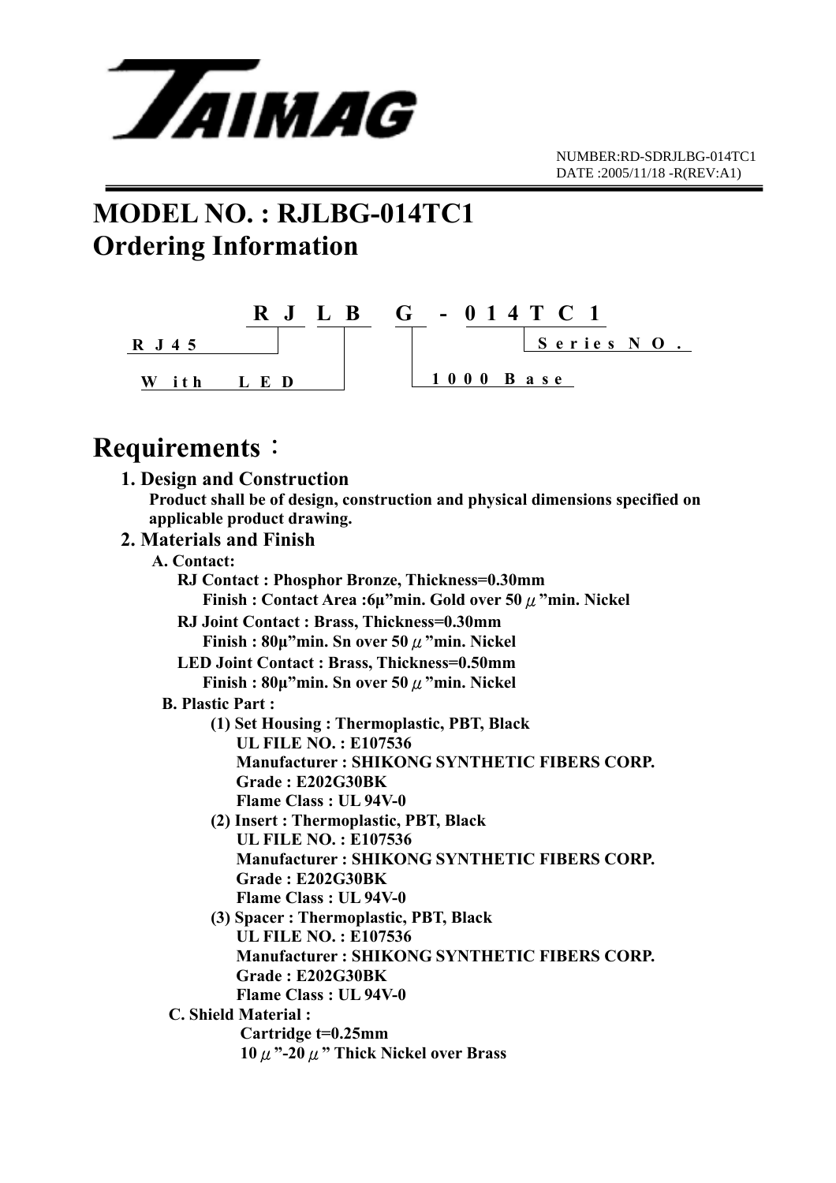TAIMAG

NUMBER:RD-SDRJLBG-014TC1
DATE :2005/11/18 -R(REV:A1)

# MODEL NO. : RJLBG-014TC1
# Ordering Information

```
        R J  L B   G  -  0 1 4 T C 1
R J 4 5
                                  Series NO.
W ith  L E D
                    1 0 0 0  B a s e
```

- RJ = RJ45
- LB = With LED
- G = 1000 Base
- 014TC1 = Series NO.

# Requirements：

**1. Design and Construction**

**Product shall be of design, construction and physical dimensions specified on applicable product drawing.**

**2. Materials and Finish**

**A. Contact:**

**RJ Contact : Phosphor Bronze, Thickness=0.30mm**
**Finish : Contact Area :6μ"min. Gold over 50 μ"min. Nickel**

**RJ Joint Contact : Brass, Thickness=0.30mm**
**Finish : 80μ"min. Sn over 50 μ"min. Nickel**

**LED Joint Contact : Brass, Thickness=0.50mm**
**Finish : 80μ"min. Sn over 50 μ"min. Nickel**

**B. Plastic Part :**

**(1) Set Housing : Thermoplastic, PBT, Black**
**UL FILE NO. : E107536**
**Manufacturer : SHIKONG SYNTHETIC FIBERS CORP.**
**Grade : E202G30BK**
**Flame Class : UL 94V-0**

**(2) Insert : Thermoplastic, PBT, Black**
**UL FILE NO. : E107536**
**Manufacturer : SHIKONG SYNTHETIC FIBERS CORP.**
**Grade : E202G30BK**
**Flame Class : UL 94V-0**

**(3) Spacer : Thermoplastic, PBT, Black**
**UL FILE NO. : E107536**
**Manufacturer : SHIKONG SYNTHETIC FIBERS CORP.**
**Grade : E202G30BK**
**Flame Class : UL 94V-0**

**C. Shield Material :**

**Cartridge t=0.25mm**
**10 μ"-20 μ" Thick Nickel over Brass**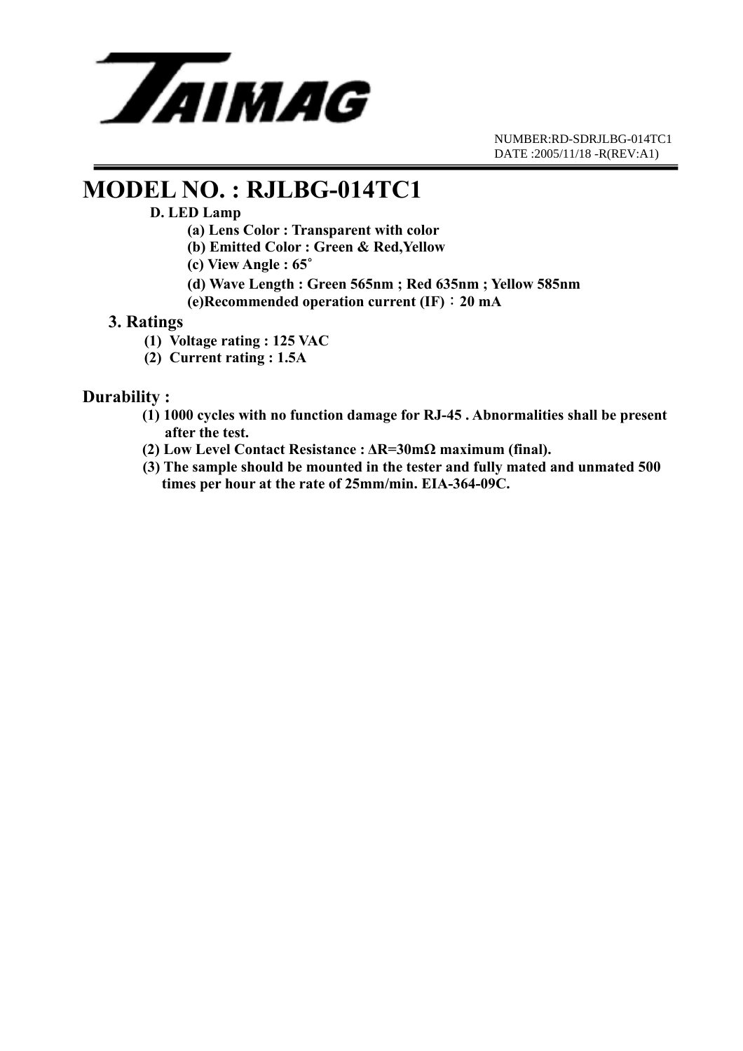NUMBER:RD-SDRJLBG-014TC1
DATE :2005/11/18 -R(REV:A1)

# MODEL NO. : RJLBG-014TC1

**D. LED Lamp**

**(a) Lens Color : Transparent with color**
**(b) Emitted Color : Green & Red,Yellow**
**(c) View Angle : 65°**
**(d) Wave Length : Green 565nm ; Red 635nm ; Yellow 585nm**
**(e)Recommended operation current (IF)：20 mA**

## 3. Ratings

**(1) Voltage rating : 125 VAC**
**(2) Current rating : 1.5A**

## Durability :

**(1) 1000 cycles with no function damage for RJ-45 . Abnormalities shall be present after the test.**
**(2) Low Level Contact Resistance : ΔR=30mΩ maximum (final).**
**(3) The sample should be mounted in the tester and fully mated and unmated 500 times per hour at the rate of 25mm/min. EIA-364-09C.**